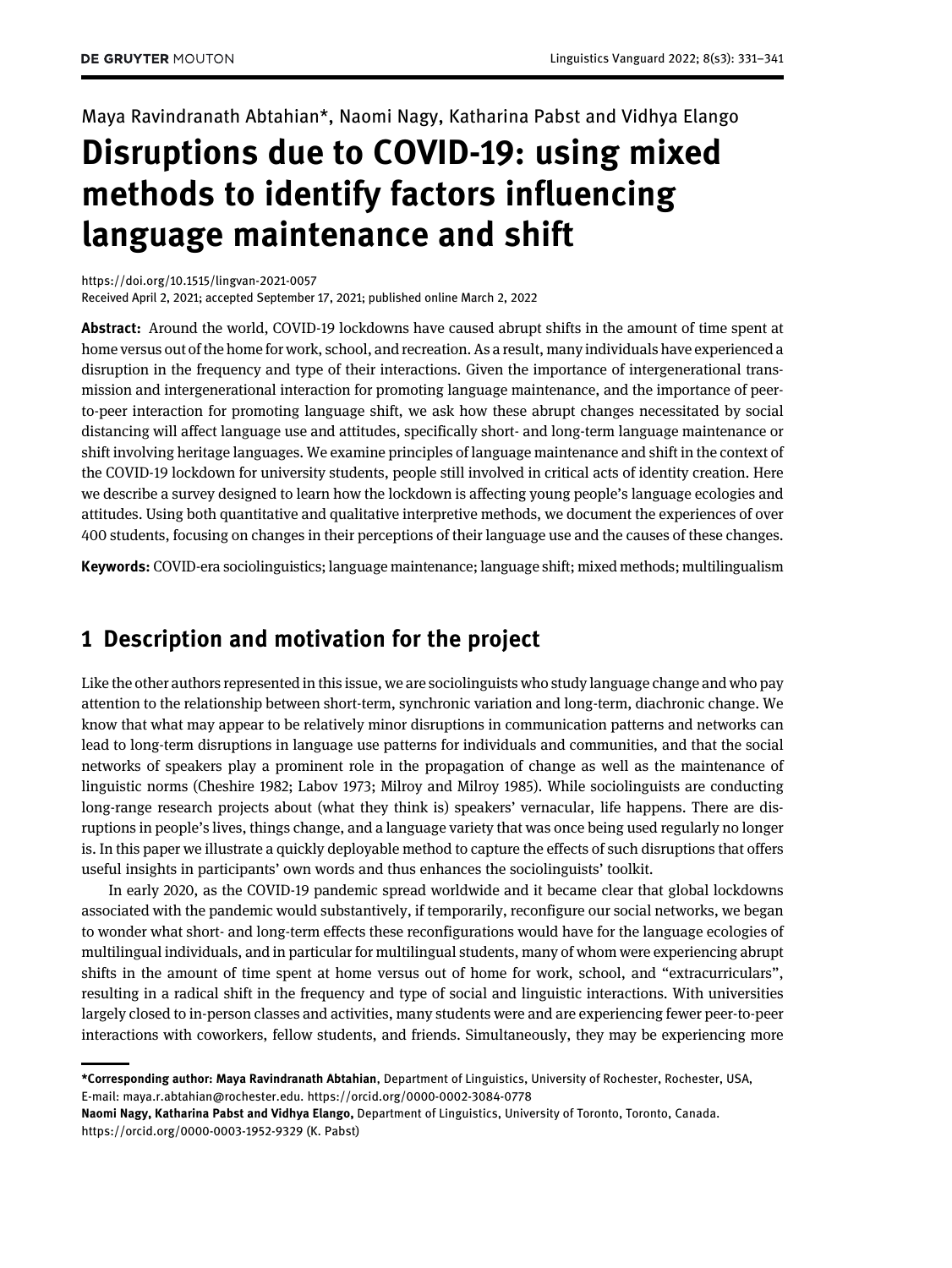Maya Ravindranath Abtahian*, Naomi Nagy, Katharina Pabst and Vidhya Elango

# Disruptions due to COVID-19: using mixed methods to identify factors influencing language maintenance and shift

https://doi.org/10.1515/lingvan-2021-0057
Received April 2, 2021; accepted September 17, 2021; published online March 2, 2022

**Abstract:** Around the world, COVID-19 lockdowns have caused abrupt shifts in the amount of time spent at home versus out of the home for work, school, and recreation. As a result, many individuals have experienced a disruption in the frequency and type of their interactions. Given the importance of intergenerational transmission and intergenerational interaction for promoting language maintenance, and the importance of peer-to-peer interaction for promoting language shift, we ask how these abrupt changes necessitated by social distancing will affect language use and attitudes, specifically short- and long-term language maintenance or shift involving heritage languages. We examine principles of language maintenance and shift in the context of the COVID-19 lockdown for university students, people still involved in critical acts of identity creation. Here we describe a survey designed to learn how the lockdown is affecting young people's language ecologies and attitudes. Using both quantitative and qualitative interpretive methods, we document the experiences of over 400 students, focusing on changes in their perceptions of their language use and the causes of these changes.

**Keywords:** COVID-era sociolinguistics; language maintenance; language shift; mixed methods; multilingualism

## 1 Description and motivation for the project

Like the other authors represented in this issue, we are sociolinguists who study language change and who pay attention to the relationship between short-term, synchronic variation and long-term, diachronic change. We know that what may appear to be relatively minor disruptions in communication patterns and networks can lead to long-term disruptions in language use patterns for individuals and communities, and that the social networks of speakers play a prominent role in the propagation of change as well as the maintenance of linguistic norms (Cheshire 1982; Labov 1973; Milroy and Milroy 1985). While sociolinguists are conducting long-range research projects about (what they think is) speakers' vernacular, life happens. There are disruptions in people's lives, things change, and a language variety that was once being used regularly no longer is. In this paper we illustrate a quickly deployable method to capture the effects of such disruptions that offers useful insights in participants' own words and thus enhances the sociolinguists' toolkit.

In early 2020, as the COVID-19 pandemic spread worldwide and it became clear that global lockdowns associated with the pandemic would substantively, if temporarily, reconfigure our social networks, we began to wonder what short- and long-term effects these reconfigurations would have for the language ecologies of multilingual individuals, and in particular for multilingual students, many of whom were experiencing abrupt shifts in the amount of time spent at home versus out of home for work, school, and "extracurriculars", resulting in a radical shift in the frequency and type of social and linguistic interactions. With universities largely closed to in-person classes and activities, many students were and are experiencing fewer peer-to-peer interactions with coworkers, fellow students, and friends. Simultaneously, they may be experiencing more

---

***Corresponding author: Maya Ravindranath Abtahian**, Department of Linguistics, University of Rochester, Rochester, USA, E-mail: maya.r.abtahian@rochester.edu. https://orcid.org/0000-0002-3084-0778

**Naomi Nagy, Katharina Pabst and Vidhya Elango,** Department of Linguistics, University of Toronto, Toronto, Canada. https://orcid.org/0000-0003-1952-9329 (K. Pabst)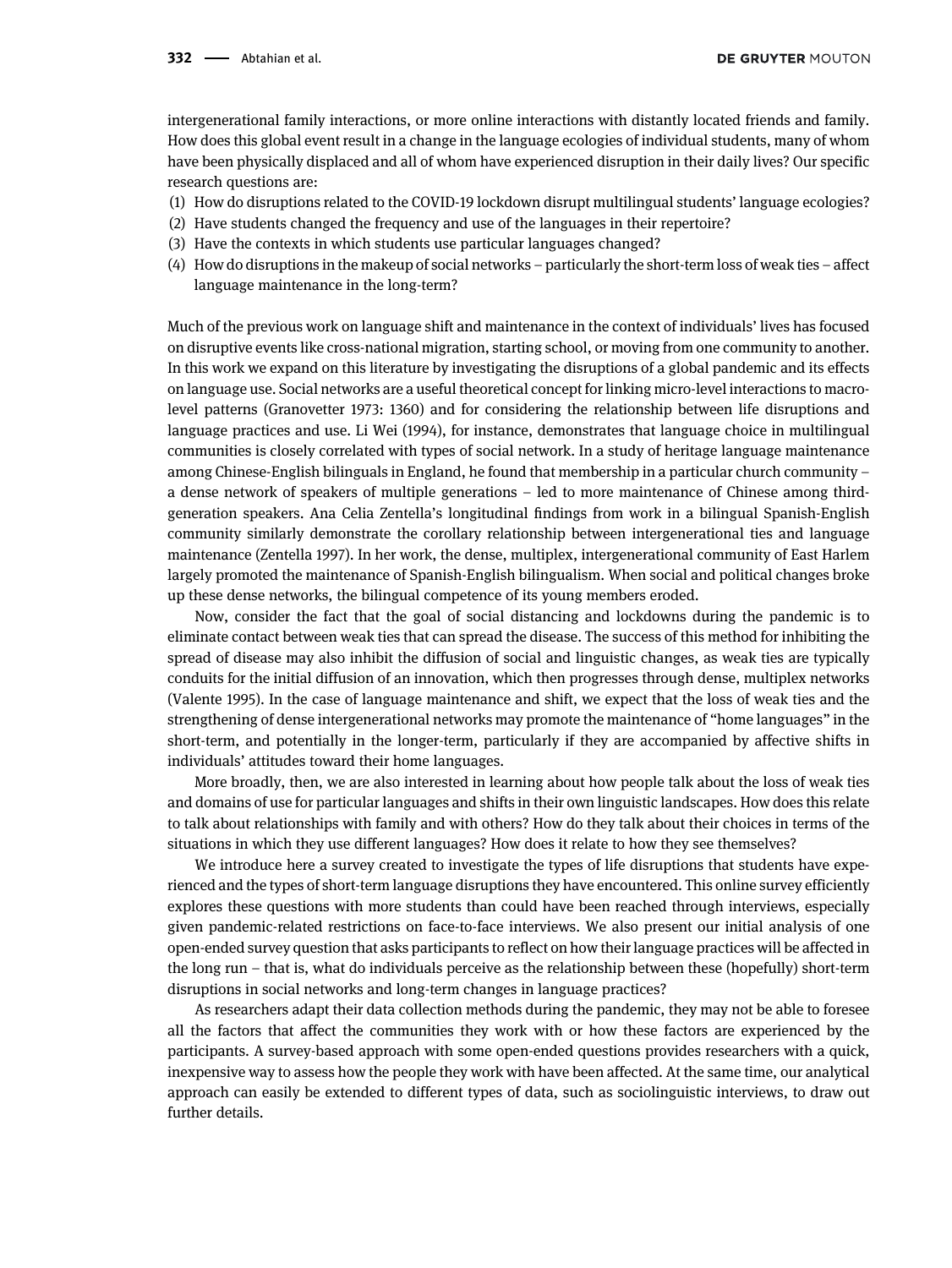intergenerational family interactions, or more online interactions with distantly located friends and family. How does this global event result in a change in the language ecologies of individual students, many of whom have been physically displaced and all of whom have experienced disruption in their daily lives? Our specific research questions are:

(1) How do disruptions related to the COVID-19 lockdown disrupt multilingual students' language ecologies?
(2) Have students changed the frequency and use of the languages in their repertoire?
(3) Have the contexts in which students use particular languages changed?
(4) How do disruptions in the makeup of social networks – particularly the short-term loss of weak ties – affect language maintenance in the long-term?

Much of the previous work on language shift and maintenance in the context of individuals' lives has focused on disruptive events like cross-national migration, starting school, or moving from one community to another. In this work we expand on this literature by investigating the disruptions of a global pandemic and its effects on language use. Social networks are a useful theoretical concept for linking micro-level interactions to macro-level patterns (Granovetter 1973: 1360) and for considering the relationship between life disruptions and language practices and use. Li Wei (1994), for instance, demonstrates that language choice in multilingual communities is closely correlated with types of social network. In a study of heritage language maintenance among Chinese-English bilinguals in England, he found that membership in a particular church community – a dense network of speakers of multiple generations – led to more maintenance of Chinese among third-generation speakers. Ana Celia Zentella's longitudinal findings from work in a bilingual Spanish-English community similarly demonstrate the corollary relationship between intergenerational ties and language maintenance (Zentella 1997). In her work, the dense, multiplex, intergenerational community of East Harlem largely promoted the maintenance of Spanish-English bilingualism. When social and political changes broke up these dense networks, the bilingual competence of its young members eroded.

Now, consider the fact that the goal of social distancing and lockdowns during the pandemic is to eliminate contact between weak ties that can spread the disease. The success of this method for inhibiting the spread of disease may also inhibit the diffusion of social and linguistic changes, as weak ties are typically conduits for the initial diffusion of an innovation, which then progresses through dense, multiplex networks (Valente 1995). In the case of language maintenance and shift, we expect that the loss of weak ties and the strengthening of dense intergenerational networks may promote the maintenance of "home languages" in the short-term, and potentially in the longer-term, particularly if they are accompanied by affective shifts in individuals' attitudes toward their home languages.

More broadly, then, we are also interested in learning about how people talk about the loss of weak ties and domains of use for particular languages and shifts in their own linguistic landscapes. How does this relate to talk about relationships with family and with others? How do they talk about their choices in terms of the situations in which they use different languages? How does it relate to how they see themselves?

We introduce here a survey created to investigate the types of life disruptions that students have experienced and the types of short-term language disruptions they have encountered. This online survey efficiently explores these questions with more students than could have been reached through interviews, especially given pandemic-related restrictions on face-to-face interviews. We also present our initial analysis of one open-ended survey question that asks participants to reflect on how their language practices will be affected in the long run – that is, what do individuals perceive as the relationship between these (hopefully) short-term disruptions in social networks and long-term changes in language practices?

As researchers adapt their data collection methods during the pandemic, they may not be able to foresee all the factors that affect the communities they work with or how these factors are experienced by the participants. A survey-based approach with some open-ended questions provides researchers with a quick, inexpensive way to assess how the people they work with have been affected. At the same time, our analytical approach can easily be extended to different types of data, such as sociolinguistic interviews, to draw out further details.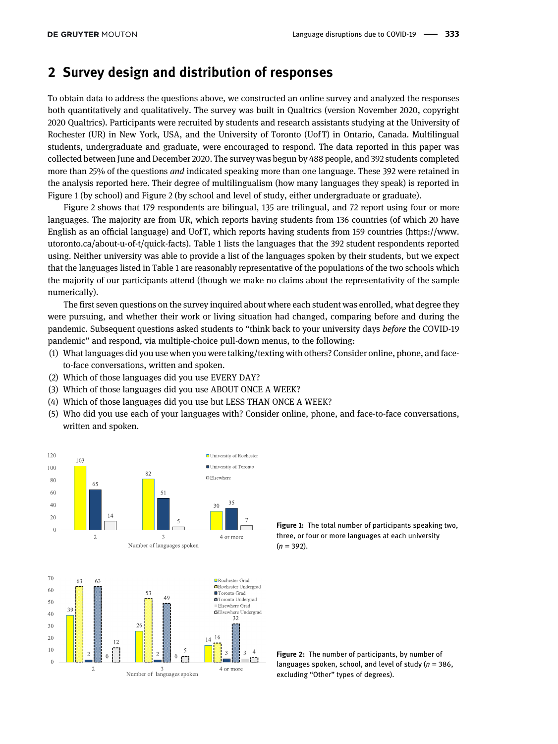## 2 Survey design and distribution of responses

To obtain data to address the questions above, we constructed an online survey and analyzed the responses both quantitatively and qualitatively. The survey was built in Qualtrics (version November 2020, copyright 2020 Qualtrics). Participants were recruited by students and research assistants studying at the University of Rochester (UR) in New York, USA, and the University of Toronto (UofT) in Ontario, Canada. Multilingual students, undergraduate and graduate, were encouraged to respond. The data reported in this paper was collected between June and December 2020. The survey was begun by 488 people, and 392 students completed more than 25% of the questions *and* indicated speaking more than one language. These 392 were retained in the analysis reported here. Their degree of multilingualism (how many languages they speak) is reported in Figure 1 (by school) and Figure 2 (by school and level of study, either undergraduate or graduate).

Figure 2 shows that 179 respondents are bilingual, 135 are trilingual, and 72 report using four or more languages. The majority are from UR, which reports having students from 136 countries (of which 20 have English as an official language) and UofT, which reports having students from 159 countries (https://www.utoronto.ca/about-u-of-t/quick-facts). Table 1 lists the languages that the 392 student respondents reported using. Neither university was able to provide a list of the languages spoken by their students, but we expect that the languages listed in Table 1 are reasonably representative of the populations of the two schools which the majority of our participants attend (though we make no claims about the representativity of the sample numerically).

The first seven questions on the survey inquired about where each student was enrolled, what degree they were pursuing, and whether their work or living situation had changed, comparing before and during the pandemic. Subsequent questions asked students to "think back to your university days *before* the COVID-19 pandemic" and respond, via multiple-choice pull-down menus, to the following:

(1) What languages did you use when you were talking/texting with others? Consider online, phone, and face-to-face conversations, written and spoken.
(2) Which of those languages did you use EVERY DAY?
(3) Which of those languages did you use ABOUT ONCE A WEEK?
(4) Which of those languages did you use but LESS THAN ONCE A WEEK?
(5) Who did you use each of your languages with? Consider online, phone, and face-to-face conversations, written and spoken.

| Number of languages spoken | University of Rochester | University of Toronto | Elsewhere |
|---|---|---|---|
| 2 | 103 | 65 | 14 |
| 3 | 82 | 51 | 5 |
| 4 or more | 30 | 35 | 7 |

**Figure 1:** The total number of participants speaking two, three, or four or more languages at each university ($n$ = 392).

| Number of languages spoken | Rochester Grad | Rochester Undergrad | Toronto Grad | Toronto Undergrad | Elsewhere Grad | Elsewhere Undergrad |
|---|---|---|---|---|---|---|
| 2 | 39 | 63 | 2 | 63 | 0 | 12 |
| 3 | 26 | 53 | 2 | 49 | 0 | 5 |
| 4 or more | 14 | 16 | 3 | 32 | 3 | 4 |

**Figure 2:** The number of participants, by number of languages spoken, school, and level of study ($n$ = 386, excluding "Other" types of degrees).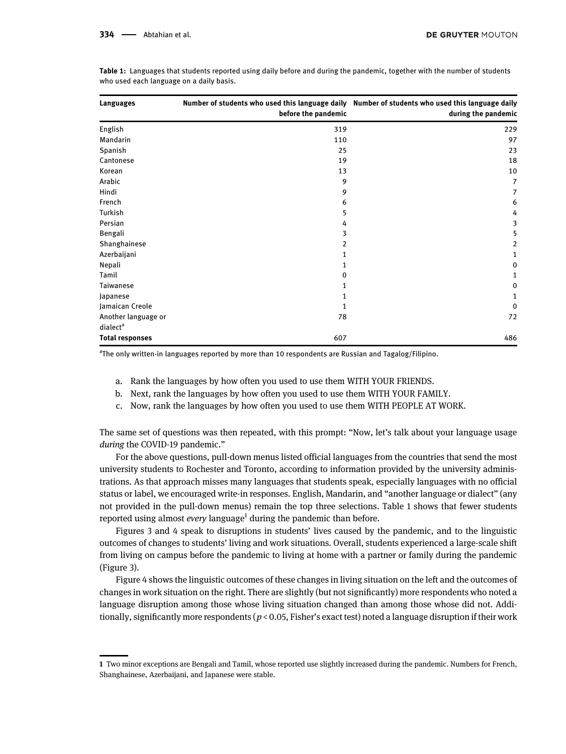**Table 1:** Languages that students reported using daily before and during the pandemic, together with the number of students who used each language on a daily basis.

| Languages | Number of students who used this language daily before the pandemic | Number of students who used this language daily during the pandemic |
|---|---|---|
| English | 319 | 229 |
| Mandarin | 110 | 97 |
| Spanish | 25 | 23 |
| Cantonese | 19 | 18 |
| Korean | 13 | 10 |
| Arabic | 9 | 7 |
| Hindi | 9 | 7 |
| French | 6 | 6 |
| Turkish | 5 | 4 |
| Persian | 4 | 3 |
| Bengali | 3 | 5 |
| Shanghainese | 2 | 2 |
| Azerbaijani | 1 | 1 |
| Nepali | 1 | 0 |
| Tamil | 0 | 1 |
| Taiwanese | 1 | 0 |
| Japanese | 1 | 1 |
| Jamaican Creole | 1 | 0 |
| Another language or dialect[a] | 78 | 72 |
| **Total responses** | 607 | 486 |

[a]The only written-in languages reported by more than 10 respondents are Russian and Tagalog/Filipino.

a. Rank the languages by how often you used to use them WITH YOUR FRIENDS.
b. Next, rank the languages by how often you used to use them WITH YOUR FAMILY.
c. Now, rank the languages by how often you used to use them WITH PEOPLE AT WORK.

The same set of questions was then repeated, with this prompt: "Now, let's talk about your language usage *during* the COVID-19 pandemic."

For the above questions, pull-down menus listed official languages from the countries that send the most university students to Rochester and Toronto, according to information provided by the university administrations. As that approach misses many languages that students speak, especially languages with no official status or label, we encouraged write-in responses. English, Mandarin, and "another language or dialect" (any not provided in the pull-down menus) remain the top three selections. Table 1 shows that fewer students reported using almost *every* language[1] during the pandemic than before.

Figures 3 and 4 speak to disruptions in students' lives caused by the pandemic, and to the linguistic outcomes of changes to students' living and work situations. Overall, students experienced a large-scale shift from living on campus before the pandemic to living at home with a partner or family during the pandemic (Figure 3).

Figure 4 shows the linguistic outcomes of these changes in living situation on the left and the outcomes of changes in work situation on the right. There are slightly (but not significantly) more respondents who noted a language disruption among those whose living situation changed than among those whose did not. Additionally, significantly more respondents ($p < 0.05$, Fisher's exact test) noted a language disruption if their work

[1] Two minor exceptions are Bengali and Tamil, whose reported use slightly increased during the pandemic. Numbers for French, Shanghainese, Azerbaijani, and Japanese were stable.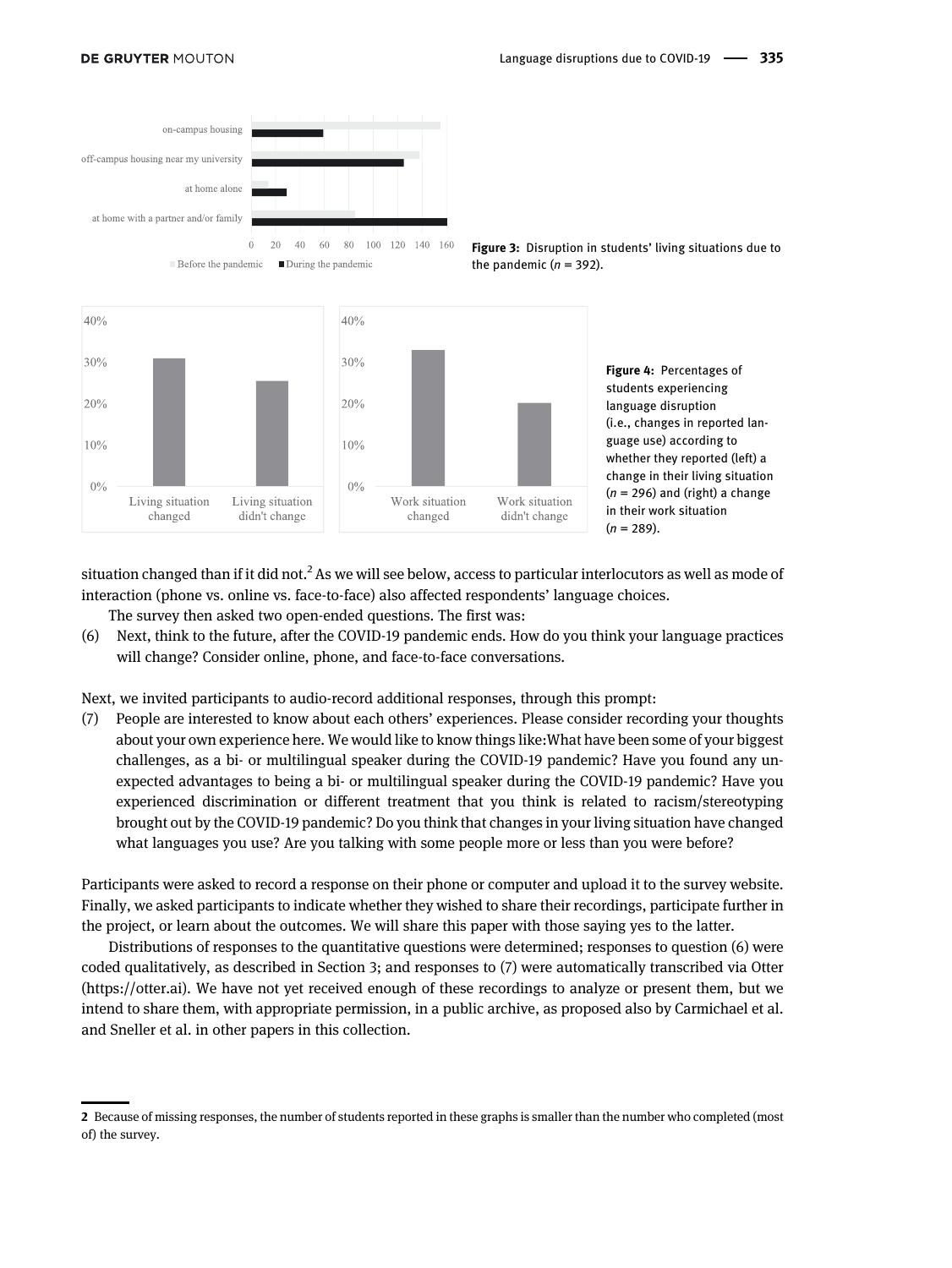Figure 3: Disruption in students' living situations due to the pandemic ($n$ = 392).

Figure 4: Percentages of students experiencing language disruption (i.e., changes in reported language use) according to whether they reported (left) a change in their living situation ($n$ = 296) and (right) a change in their work situation ($n$ = 289).

situation changed than if it did not.[2] As we will see below, access to particular interlocutors as well as mode of interaction (phone vs. online vs. face-to-face) also affected respondents' language choices.

The survey then asked two open-ended questions. The first was:

(6) Next, think to the future, after the COVID-19 pandemic ends. How do you think your language practices will change? Consider online, phone, and face-to-face conversations.

Next, we invited participants to audio-record additional responses, through this prompt:

(7) People are interested to know about each others' experiences. Please consider recording your thoughts about your own experience here. We would like to know things like:What have been some of your biggest challenges, as a bi- or multilingual speaker during the COVID-19 pandemic? Have you found any unexpected advantages to being a bi- or multilingual speaker during the COVID-19 pandemic? Have you experienced discrimination or different treatment that you think is related to racism/stereotyping brought out by the COVID-19 pandemic? Do you think that changes in your living situation have changed what languages you use? Are you talking with some people more or less than you were before?

Participants were asked to record a response on their phone or computer and upload it to the survey website. Finally, we asked participants to indicate whether they wished to share their recordings, participate further in the project, or learn about the outcomes. We will share this paper with those saying yes to the latter.

Distributions of responses to the quantitative questions were determined; responses to question (6) were coded qualitatively, as described in Section 3; and responses to (7) were automatically transcribed via Otter (https://otter.ai). We have not yet received enough of these recordings to analyze or present them, but we intend to share them, with appropriate permission, in a public archive, as proposed also by Carmichael et al. and Sneller et al. in other papers in this collection.

---

[2] Because of missing responses, the number of students reported in these graphs is smaller than the number who completed (most of) the survey.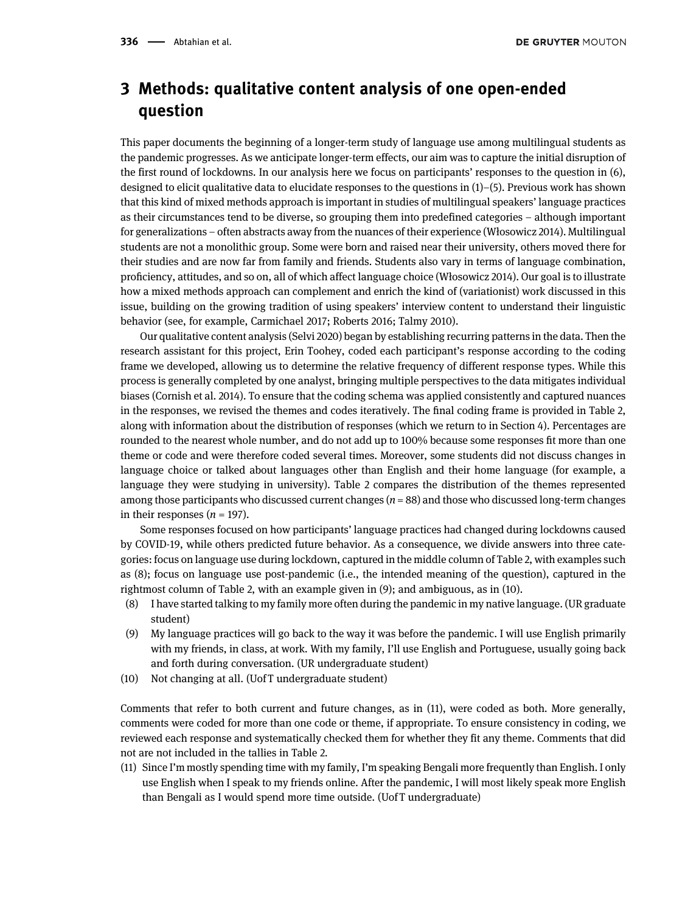## 3 Methods: qualitative content analysis of one open-ended question

This paper documents the beginning of a longer-term study of language use among multilingual students as the pandemic progresses. As we anticipate longer-term effects, our aim was to capture the initial disruption of the first round of lockdowns. In our analysis here we focus on participants' responses to the question in (6), designed to elicit qualitative data to elucidate responses to the questions in (1)–(5). Previous work has shown that this kind of mixed methods approach is important in studies of multilingual speakers' language practices as their circumstances tend to be diverse, so grouping them into predefined categories – although important for generalizations – often abstracts away from the nuances of their experience (Włosowicz 2014). Multilingual students are not a monolithic group. Some were born and raised near their university, others moved there for their studies and are now far from family and friends. Students also vary in terms of language combination, proficiency, attitudes, and so on, all of which affect language choice (Włosowicz 2014). Our goal is to illustrate how a mixed methods approach can complement and enrich the kind of (variationist) work discussed in this issue, building on the growing tradition of using speakers' interview content to understand their linguistic behavior (see, for example, Carmichael 2017; Roberts 2016; Talmy 2010).

Our qualitative content analysis (Selvi 2020) began by establishing recurring patterns in the data. Then the research assistant for this project, Erin Toohey, coded each participant's response according to the coding frame we developed, allowing us to determine the relative frequency of different response types. While this process is generally completed by one analyst, bringing multiple perspectives to the data mitigates individual biases (Cornish et al. 2014). To ensure that the coding schema was applied consistently and captured nuances in the responses, we revised the themes and codes iteratively. The final coding frame is provided in Table 2, along with information about the distribution of responses (which we return to in Section 4). Percentages are rounded to the nearest whole number, and do not add up to 100% because some responses fit more than one theme or code and were therefore coded several times. Moreover, some students did not discuss changes in language choice or talked about languages other than English and their home language (for example, a language they were studying in university). Table 2 compares the distribution of the themes represented among those participants who discussed current changes ($n = 88$) and those who discussed long-term changes in their responses ($n = 197$).

Some responses focused on how participants' language practices had changed during lockdowns caused by COVID-19, while others predicted future behavior. As a consequence, we divide answers into three categories: focus on language use during lockdown, captured in the middle column of Table 2, with examples such as (8); focus on language use post-pandemic (i.e., the intended meaning of the question), captured in the rightmost column of Table 2, with an example given in (9); and ambiguous, as in (10).

(8) I have started talking to my family more often during the pandemic in my native language. (UR graduate student)

(9) My language practices will go back to the way it was before the pandemic. I will use English primarily with my friends, in class, at work. With my family, I'll use English and Portuguese, usually going back and forth during conversation. (UR undergraduate student)

(10) Not changing at all. (UofT undergraduate student)

Comments that refer to both current and future changes, as in (11), were coded as both. More generally, comments were coded for more than one code or theme, if appropriate. To ensure consistency in coding, we reviewed each response and systematically checked them for whether they fit any theme. Comments that did not are not included in the tallies in Table 2.

(11) Since I'm mostly spending time with my family, I'm speaking Bengali more frequently than English. I only use English when I speak to my friends online. After the pandemic, I will most likely speak more English than Bengali as I would spend more time outside. (UofT undergraduate)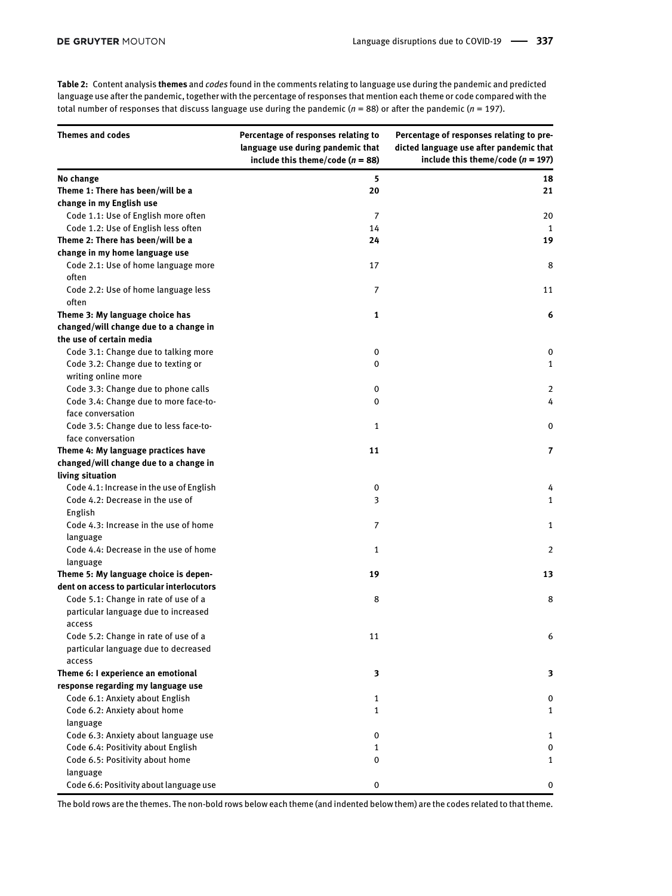**Table 2:** Content analysis **themes** and *codes* found in the comments relating to language use during the pandemic and predicted language use after the pandemic, together with the percentage of responses that mention each theme or code compared with the total number of responses that discuss language use during the pandemic ($n$ = 88) or after the pandemic ($n$ = 197).

| Themes and codes | Percentage of responses relating to language use during pandemic that include this theme/code ($n$ = 88) | Percentage of responses relating to predicted language use after pandemic that include this theme/code ($n$ = 197) |
|---|---|---|
| **No change** | **5** | **18** |
| **Theme 1: There has been/will be a change in my English use** | **20** | **21** |
| Code 1.1: Use of English more often | 7 | 20 |
| Code 1.2: Use of English less often | 14 | 1 |
| **Theme 2: There has been/will be a change in my home language use** | **24** | **19** |
| Code 2.1: Use of home language more often | 17 | 8 |
| Code 2.2: Use of home language less often | 7 | 11 |
| **Theme 3: My language choice has changed/will change due to a change in the use of certain media** | **1** | **6** |
| Code 3.1: Change due to talking more | 0 | 0 |
| Code 3.2: Change due to texting or writing online more | 0 | 1 |
| Code 3.3: Change due to phone calls | 0 | 2 |
| Code 3.4: Change due to more face-to-face conversation | 0 | 4 |
| Code 3.5: Change due to less face-to-face conversation | 1 | 0 |
| **Theme 4: My language practices have changed/will change due to a change in living situation** | **11** | **7** |
| Code 4.1: Increase in the use of English | 0 | 4 |
| Code 4.2: Decrease in the use of English | 3 | 1 |
| Code 4.3: Increase in the use of home language | 7 | 1 |
| Code 4.4: Decrease in the use of home language | 1 | 2 |
| **Theme 5: My language choice is dependent on access to particular interlocutors** | **19** | **13** |
| Code 5.1: Change in rate of use of a particular language due to increased access | 8 | 8 |
| Code 5.2: Change in rate of use of a particular language due to decreased access | 11 | 6 |
| **Theme 6: I experience an emotional response regarding my language use** | **3** | **3** |
| Code 6.1: Anxiety about English | 1 | 0 |
| Code 6.2: Anxiety about home language | 1 | 1 |
| Code 6.3: Anxiety about language use | 0 | 1 |
| Code 6.4: Positivity about English | 1 | 0 |
| Code 6.5: Positivity about home language | 0 | 1 |
| Code 6.6: Positivity about language use | 0 | 0 |

The bold rows are the themes. The non-bold rows below each theme (and indented below them) are the codes related to that theme.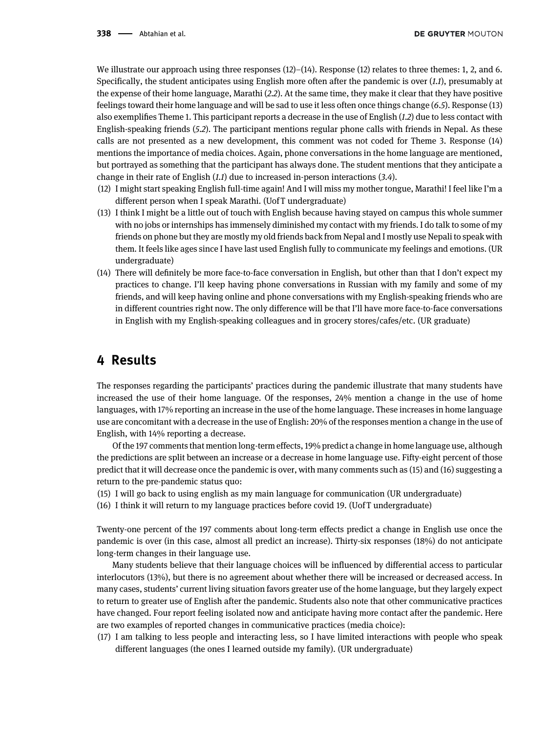We illustrate our approach using three responses (12)–(14). Response (12) relates to three themes: 1, 2, and 6. Specifically, the student anticipates using English more often after the pandemic is over (*1.1*), presumably at the expense of their home language, Marathi (*2.2*). At the same time, they make it clear that they have positive feelings toward their home language and will be sad to use it less often once things change (*6.5*). Response (13) also exemplifies Theme 1. This participant reports a decrease in the use of English (*1.2*) due to less contact with English-speaking friends (*5.2*). The participant mentions regular phone calls with friends in Nepal. As these calls are not presented as a new development, this comment was not coded for Theme 3. Response (14) mentions the importance of media choices. Again, phone conversations in the home language are mentioned, but portrayed as something that the participant has always done. The student mentions that they anticipate a change in their rate of English (*1.1*) due to increased in-person interactions (*3.4*).

(12) I might start speaking English full-time again! And I will miss my mother tongue, Marathi! I feel like I'm a different person when I speak Marathi. (UofT undergraduate)

(13) I think I might be a little out of touch with English because having stayed on campus this whole summer with no jobs or internships has immensely diminished my contact with my friends. I do talk to some of my friends on phone but they are mostly my old friends back from Nepal and I mostly use Nepali to speak with them. It feels like ages since I have last used English fully to communicate my feelings and emotions. (UR undergraduate)

(14) There will definitely be more face-to-face conversation in English, but other than that I don't expect my practices to change. I'll keep having phone conversations in Russian with my family and some of my friends, and will keep having online and phone conversations with my English-speaking friends who are in different countries right now. The only difference will be that I'll have more face-to-face conversations in English with my English-speaking colleagues and in grocery stores/cafes/etc. (UR graduate)

## 4 Results

The responses regarding the participants' practices during the pandemic illustrate that many students have increased the use of their home language. Of the responses, 24% mention a change in the use of home languages, with 17% reporting an increase in the use of the home language. These increases in home language use are concomitant with a decrease in the use of English: 20% of the responses mention a change in the use of English, with 14% reporting a decrease.

Of the 197 comments that mention long-term effects, 19% predict a change in home language use, although the predictions are split between an increase or a decrease in home language use. Fifty-eight percent of those predict that it will decrease once the pandemic is over, with many comments such as (15) and (16) suggesting a return to the pre-pandemic status quo:

(15) I will go back to using english as my main language for communication (UR undergraduate)

(16) I think it will return to my language practices before covid 19. (UofT undergraduate)

Twenty-one percent of the 197 comments about long-term effects predict a change in English use once the pandemic is over (in this case, almost all predict an increase). Thirty-six responses (18%) do not anticipate long-term changes in their language use.

Many students believe that their language choices will be influenced by differential access to particular interlocutors (13%), but there is no agreement about whether there will be increased or decreased access. In many cases, students' current living situation favors greater use of the home language, but they largely expect to return to greater use of English after the pandemic. Students also note that other communicative practices have changed. Four report feeling isolated now and anticipate having more contact after the pandemic. Here are two examples of reported changes in communicative practices (media choice):

(17) I am talking to less people and interacting less, so I have limited interactions with people who speak different languages (the ones I learned outside my family). (UR undergraduate)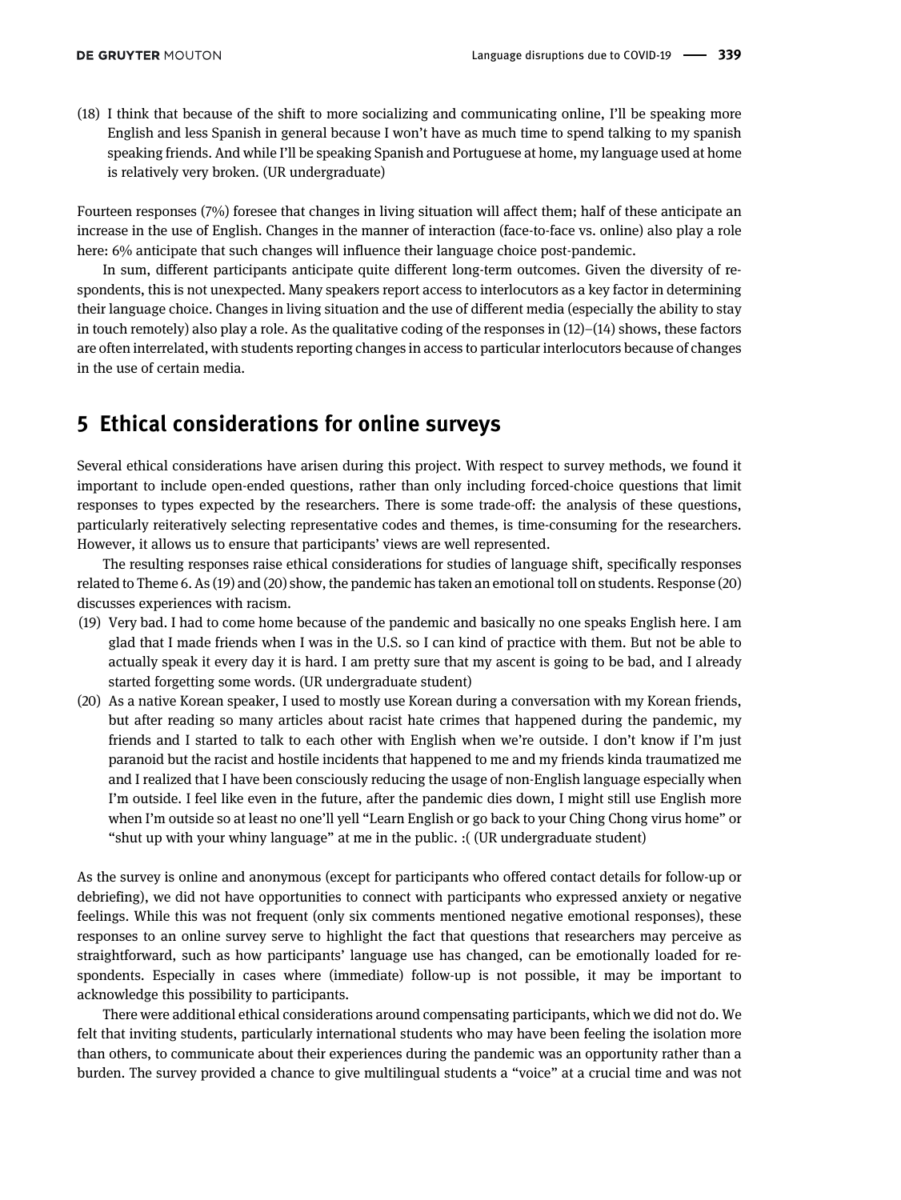(18) I think that because of the shift to more socializing and communicating online, I'll be speaking more English and less Spanish in general because I won't have as much time to spend talking to my spanish speaking friends. And while I'll be speaking Spanish and Portuguese at home, my language used at home is relatively very broken. (UR undergraduate)

Fourteen responses (7%) foresee that changes in living situation will affect them; half of these anticipate an increase in the use of English. Changes in the manner of interaction (face-to-face vs. online) also play a role here: 6% anticipate that such changes will influence their language choice post-pandemic.

In sum, different participants anticipate quite different long-term outcomes. Given the diversity of respondents, this is not unexpected. Many speakers report access to interlocutors as a key factor in determining their language choice. Changes in living situation and the use of different media (especially the ability to stay in touch remotely) also play a role. As the qualitative coding of the responses in (12)–(14) shows, these factors are often interrelated, with students reporting changes in access to particular interlocutors because of changes in the use of certain media.

## 5 Ethical considerations for online surveys

Several ethical considerations have arisen during this project. With respect to survey methods, we found it important to include open-ended questions, rather than only including forced-choice questions that limit responses to types expected by the researchers. There is some trade-off: the analysis of these questions, particularly reiteratively selecting representative codes and themes, is time-consuming for the researchers. However, it allows us to ensure that participants' views are well represented.

The resulting responses raise ethical considerations for studies of language shift, specifically responses related to Theme 6. As (19) and (20) show, the pandemic has taken an emotional toll on students. Response (20) discusses experiences with racism.

(19) Very bad. I had to come home because of the pandemic and basically no one speaks English here. I am glad that I made friends when I was in the U.S. so I can kind of practice with them. But not be able to actually speak it every day it is hard. I am pretty sure that my ascent is going to be bad, and I already started forgetting some words. (UR undergraduate student)

(20) As a native Korean speaker, I used to mostly use Korean during a conversation with my Korean friends, but after reading so many articles about racist hate crimes that happened during the pandemic, my friends and I started to talk to each other with English when we're outside. I don't know if I'm just paranoid but the racist and hostile incidents that happened to me and my friends kinda traumatized me and I realized that I have been consciously reducing the usage of non-English language especially when I'm outside. I feel like even in the future, after the pandemic dies down, I might still use English more when I'm outside so at least no one'll yell "Learn English or go back to your Ching Chong virus home" or "shut up with your whiny language" at me in the public. :( (UR undergraduate student)

As the survey is online and anonymous (except for participants who offered contact details for follow-up or debriefing), we did not have opportunities to connect with participants who expressed anxiety or negative feelings. While this was not frequent (only six comments mentioned negative emotional responses), these responses to an online survey serve to highlight the fact that questions that researchers may perceive as straightforward, such as how participants' language use has changed, can be emotionally loaded for respondents. Especially in cases where (immediate) follow-up is not possible, it may be important to acknowledge this possibility to participants.

There were additional ethical considerations around compensating participants, which we did not do. We felt that inviting students, particularly international students who may have been feeling the isolation more than others, to communicate about their experiences during the pandemic was an opportunity rather than a burden. The survey provided a chance to give multilingual students a "voice" at a crucial time and was not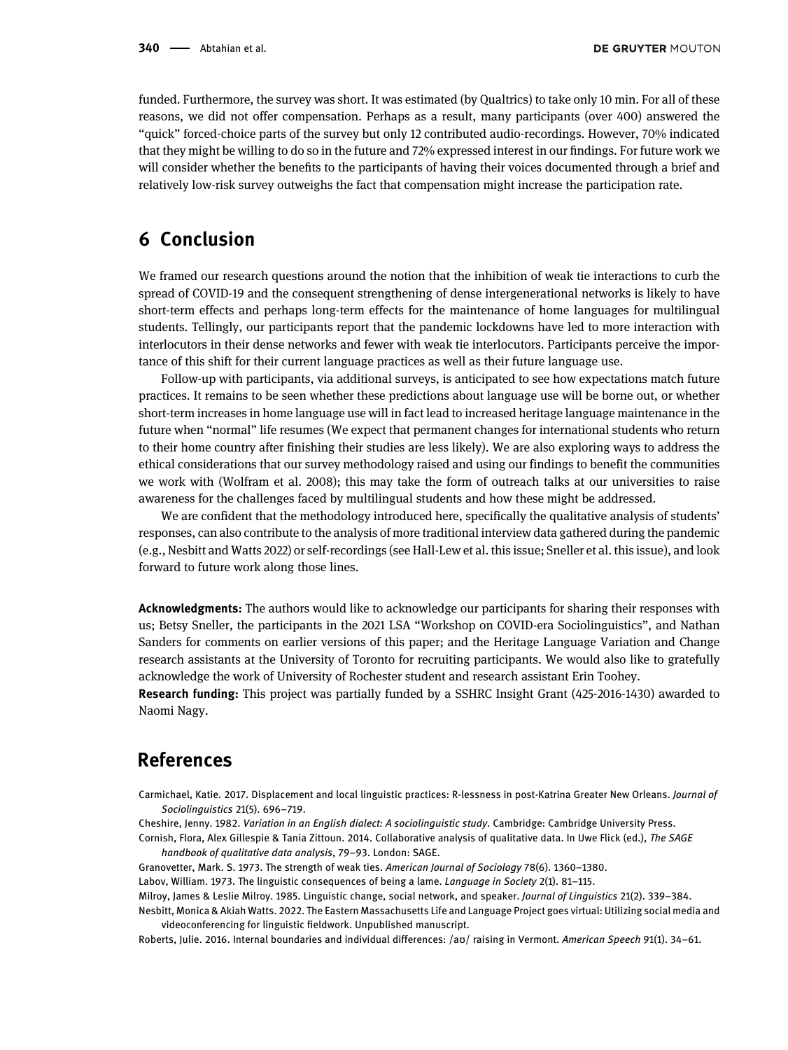funded. Furthermore, the survey was short. It was estimated (by Qualtrics) to take only 10 min. For all of these reasons, we did not offer compensation. Perhaps as a result, many participants (over 400) answered the "quick" forced-choice parts of the survey but only 12 contributed audio-recordings. However, 70% indicated that they might be willing to do so in the future and 72% expressed interest in our findings. For future work we will consider whether the benefits to the participants of having their voices documented through a brief and relatively low-risk survey outweighs the fact that compensation might increase the participation rate.

## 6 Conclusion

We framed our research questions around the notion that the inhibition of weak tie interactions to curb the spread of COVID-19 and the consequent strengthening of dense intergenerational networks is likely to have short-term effects and perhaps long-term effects for the maintenance of home languages for multilingual students. Tellingly, our participants report that the pandemic lockdowns have led to more interaction with interlocutors in their dense networks and fewer with weak tie interlocutors. Participants perceive the importance of this shift for their current language practices as well as their future language use.

Follow-up with participants, via additional surveys, is anticipated to see how expectations match future practices. It remains to be seen whether these predictions about language use will be borne out, or whether short-term increases in home language use will in fact lead to increased heritage language maintenance in the future when "normal" life resumes (We expect that permanent changes for international students who return to their home country after finishing their studies are less likely). We are also exploring ways to address the ethical considerations that our survey methodology raised and using our findings to benefit the communities we work with (Wolfram et al. 2008); this may take the form of outreach talks at our universities to raise awareness for the challenges faced by multilingual students and how these might be addressed.

We are confident that the methodology introduced here, specifically the qualitative analysis of students' responses, can also contribute to the analysis of more traditional interview data gathered during the pandemic (e.g., Nesbitt and Watts 2022) or self-recordings (see Hall-Lew et al. this issue; Sneller et al. this issue), and look forward to future work along those lines.

**Acknowledgments:** The authors would like to acknowledge our participants for sharing their responses with us; Betsy Sneller, the participants in the 2021 LSA "Workshop on COVID-era Sociolinguistics", and Nathan Sanders for comments on earlier versions of this paper; and the Heritage Language Variation and Change research assistants at the University of Toronto for recruiting participants. We would also like to gratefully acknowledge the work of University of Rochester student and research assistant Erin Toohey.

**Research funding:** This project was partially funded by a SSHRC Insight Grant (425-2016-1430) awarded to Naomi Nagy.

## References

Carmichael, Katie. 2017. Displacement and local linguistic practices: R-lessness in post-Katrina Greater New Orleans. *Journal of Sociolinguistics* 21(5). 696–719.

Cheshire, Jenny. 1982. *Variation in an English dialect: A sociolinguistic study*. Cambridge: Cambridge University Press.

Cornish, Flora, Alex Gillespie & Tania Zittoun. 2014. Collaborative analysis of qualitative data. In Uwe Flick (ed.), *The SAGE handbook of qualitative data analysis*, 79–93. London: SAGE.

Granovetter, Mark. S. 1973. The strength of weak ties. *American Journal of Sociology* 78(6). 1360–1380.

Labov, William. 1973. The linguistic consequences of being a lame. *Language in Society* 2(1). 81–115.

Milroy, James & Leslie Milroy. 1985. Linguistic change, social network, and speaker. *Journal of Linguistics* 21(2). 339–384.

Nesbitt, Monica & Akiah Watts. 2022. The Eastern Massachusetts Life and Language Project goes virtual: Utilizing social media and videoconferencing for linguistic fieldwork. Unpublished manuscript.

Roberts, Julie. 2016. Internal boundaries and individual differences: /aʊ/ raising in Vermont. *American Speech* 91(1). 34–61.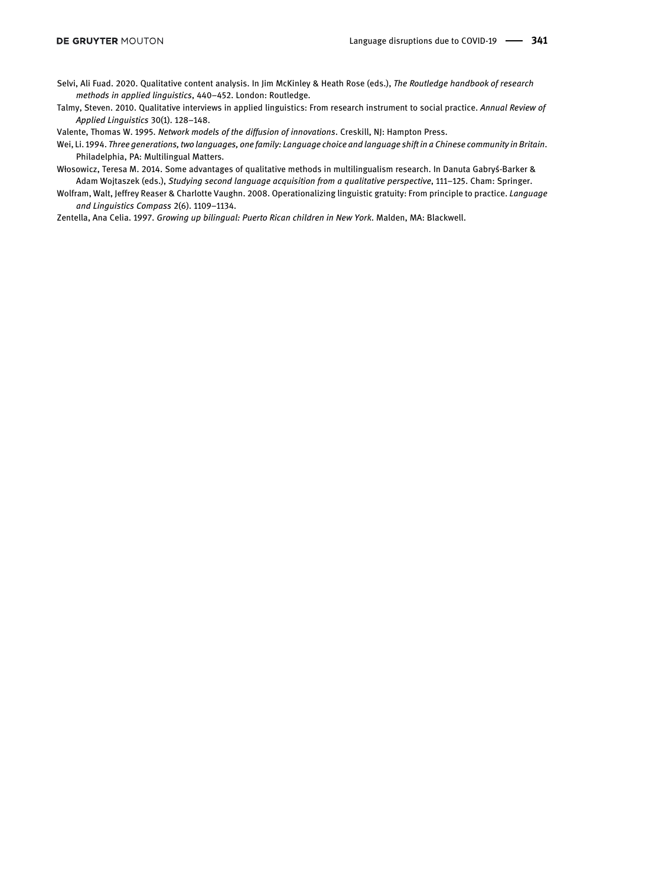Selvi, Ali Fuad. 2020. Qualitative content analysis. In Jim McKinley & Heath Rose (eds.), *The Routledge handbook of research methods in applied linguistics*, 440–452. London: Routledge.

Talmy, Steven. 2010. Qualitative interviews in applied linguistics: From research instrument to social practice. *Annual Review of Applied Linguistics* 30(1). 128–148.

Valente, Thomas W. 1995. *Network models of the diffusion of innovations*. Creskill, NJ: Hampton Press.

Wei, Li. 1994. *Three generations, two languages, one family: Language choice and language shift in a Chinese community in Britain*. Philadelphia, PA: Multilingual Matters.

Włosowicz, Teresa M. 2014. Some advantages of qualitative methods in multilingualism research. In Danuta Gabryś-Barker & Adam Wojtaszek (eds.), *Studying second language acquisition from a qualitative perspective*, 111–125. Cham: Springer.

Wolfram, Walt, Jeffrey Reaser & Charlotte Vaughn. 2008. Operationalizing linguistic gratuity: From principle to practice. *Language and Linguistics Compass* 2(6). 1109–1134.

Zentella, Ana Celia. 1997. *Growing up bilingual: Puerto Rican children in New York*. Malden, MA: Blackwell.